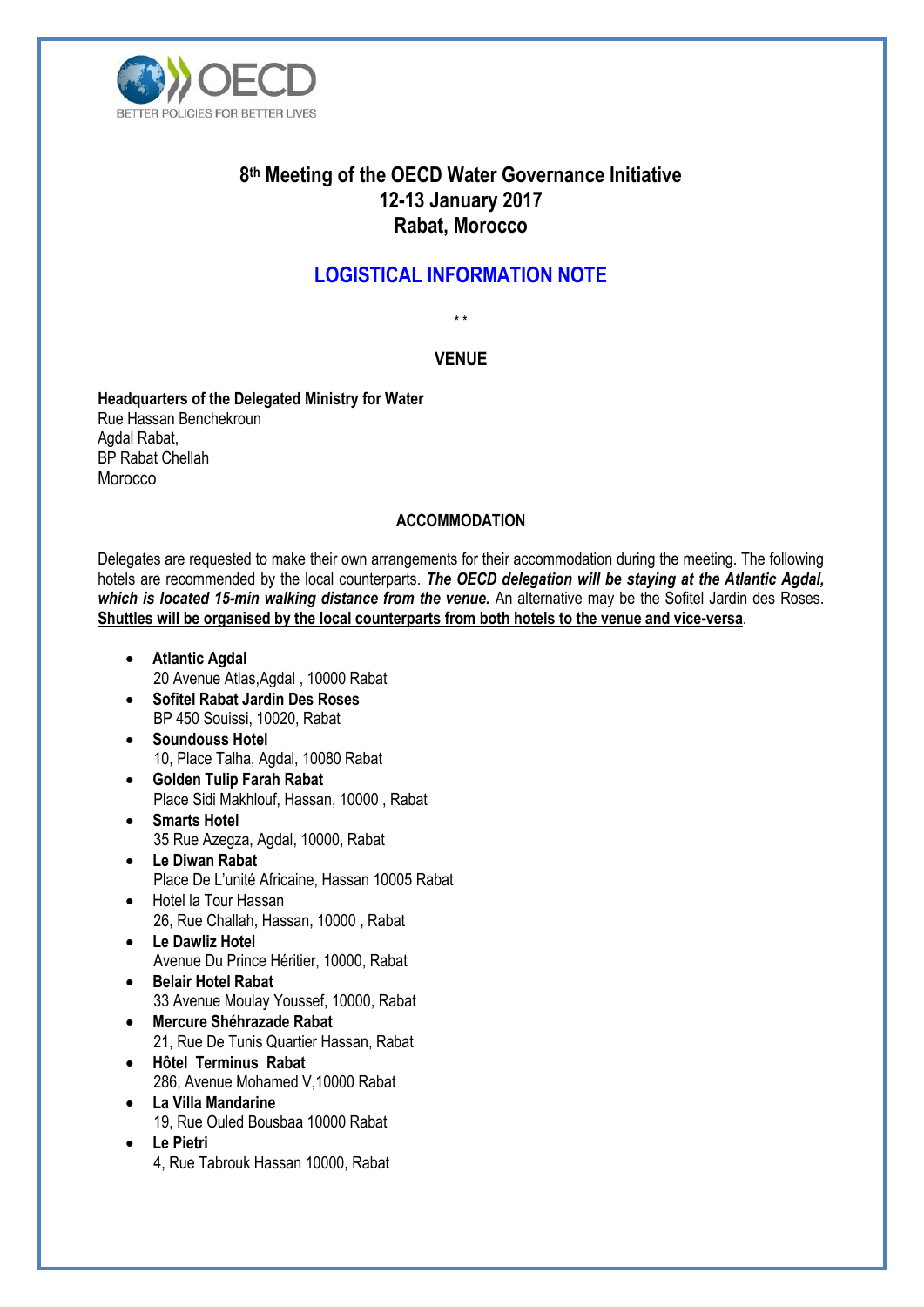BETTER POLICIES FOR BETTER LIVES

# 8th Meeting of the OECD Water Governance Initiative
# 12-13 January 2017
# Rabat, Morocco

## LOGISTICAL INFORMATION NOTE

\* \*

### VENUE

**Headquarters of the Delegated Ministry for Water**
Rue Hassan Benchekroun
Agdal Rabat,
BP Rabat Chellah
Morocco

### ACCOMMODATION

Delegates are requested to make their own arrangements for their accommodation during the meeting. The following hotels are recommended by the local counterparts. ***The OECD delegation will be staying at the Atlantic Agdal, which is located 15-min walking distance from the venue.*** An alternative may be the Sofitel Jardin des Roses. <u>Shuttles will be organised by the local counterparts from both hotels to the venue and vice-versa</u>.

- **Atlantic Agdal**
  20 Avenue Atlas,Agdal , 10000 Rabat
- **Sofitel Rabat Jardin Des Roses**
  BP 450 Souissi, 10020, Rabat
- **Soundouss Hotel**
  10, Place Talha, Agdal, 10080 Rabat
- **Golden Tulip Farah Rabat**
  Place Sidi Makhlouf, Hassan, 10000 , Rabat
- **Smarts Hotel**
  35 Rue Azegza, Agdal, 10000, Rabat
- **Le Diwan Rabat**
  Place De L'unité Africaine, Hassan 10005 Rabat
- Hotel la Tour Hassan
  26, Rue Challah, Hassan, 10000 , Rabat
- **Le Dawliz Hotel**
  Avenue Du Prince Héritier, 10000, Rabat
- **Belair Hotel Rabat**
  33 Avenue Moulay Youssef, 10000, Rabat
- **Mercure Shéhrazade Rabat**
  21, Rue De Tunis Quartier Hassan, Rabat
- **Hôtel Terminus Rabat**
  286, Avenue Mohamed V,10000 Rabat
- **La Villa Mandarine**
  19, Rue Ouled Bousbaa 10000 Rabat
- **Le Pietri**
  4, Rue Tabrouk Hassan 10000, Rabat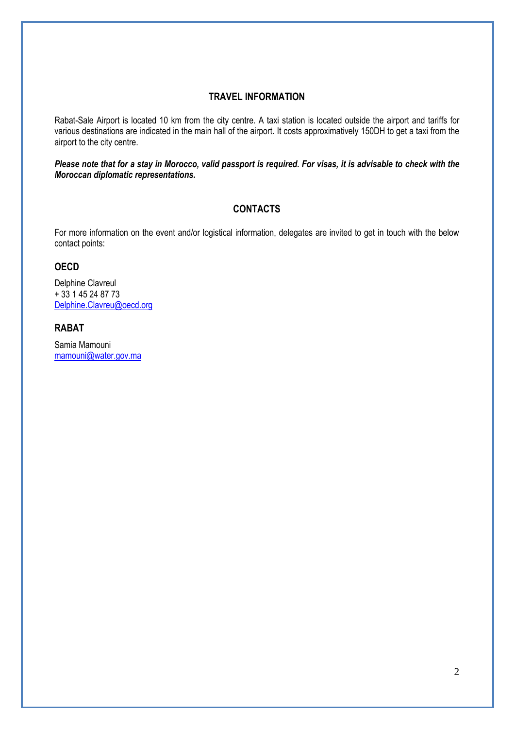## TRAVEL INFORMATION

Rabat-Sale Airport is located 10 km from the city centre. A taxi station is located outside the airport and tariffs for various destinations are indicated in the main hall of the airport. It costs approximatively 150DH to get a taxi from the airport to the city centre.

***Please note that for a stay in Morocco, valid passport is required. For visas, it is advisable to check with the Moroccan diplomatic representations.***

## CONTACTS

For more information on the event and/or logistical information, delegates are invited to get in touch with the below contact points:

### OECD

Delphine Clavreul
+ 33 1 45 24 87 73
Delphine.Clavreu@oecd.org

### RABAT

Samia Mamouni
mamouni@water.gov.ma